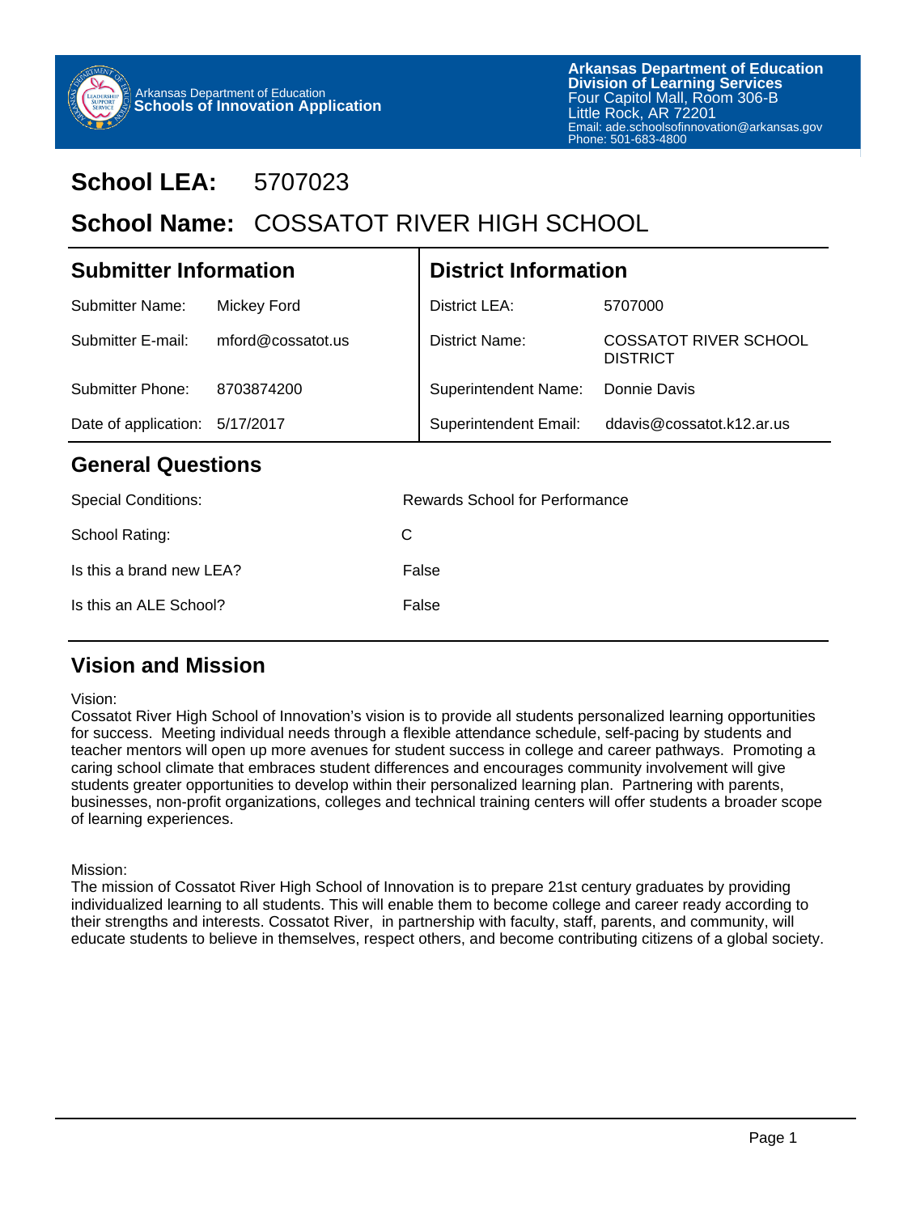Arkansas Department of Education
**Schools of Innovation Application**

**Arkansas Department of Education**
**Division of Learning Services**
Four Capitol Mall, Room 306-B
Little Rock, AR 72201
Email: ade.schoolsofinnovation@arkansas.gov
Phone: 501-683-4800

# School LEA: 5707023

# School Name: COSSATOT RIVER HIGH SCHOOL

## Submitter Information

| | |
|---|---|
| Submitter Name: | Mickey Ford |
| Submitter E-mail: | mford@cossatot.us |
| Submitter Phone: | 8703874200 |
| Date of application: | 5/17/2017 |

## District Information

| | |
|---|---|
| District LEA: | 5707000 |
| District Name: | COSSATOT RIVER SCHOOL DISTRICT |
| Superintendent Name: | Donnie Davis |
| Superintendent Email: | ddavis@cossatot.k12.ar.us |

## General Questions

| | |
|---|---|
| Special Conditions: | Rewards School for Performance |
| School Rating: | C |
| Is this a brand new LEA? | False |
| Is this an ALE School? | False |

## Vision and Mission

Vision:
Cossatot River High School of Innovation's vision is to provide all students personalized learning opportunities for success. Meeting individual needs through a flexible attendance schedule, self-pacing by students and teacher mentors will open up more avenues for student success in college and career pathways. Promoting a caring school climate that embraces student differences and encourages community involvement will give students greater opportunities to develop within their personalized learning plan. Partnering with parents, businesses, non-profit organizations, colleges and technical training centers will offer students a broader scope of learning experiences.

Mission:
The mission of Cossatot River High School of Innovation is to prepare 21st century graduates by providing individualized learning to all students. This will enable them to become college and career ready according to their strengths and interests. Cossatot River, in partnership with faculty, staff, parents, and community, will educate students to believe in themselves, respect others, and become contributing citizens of a global society.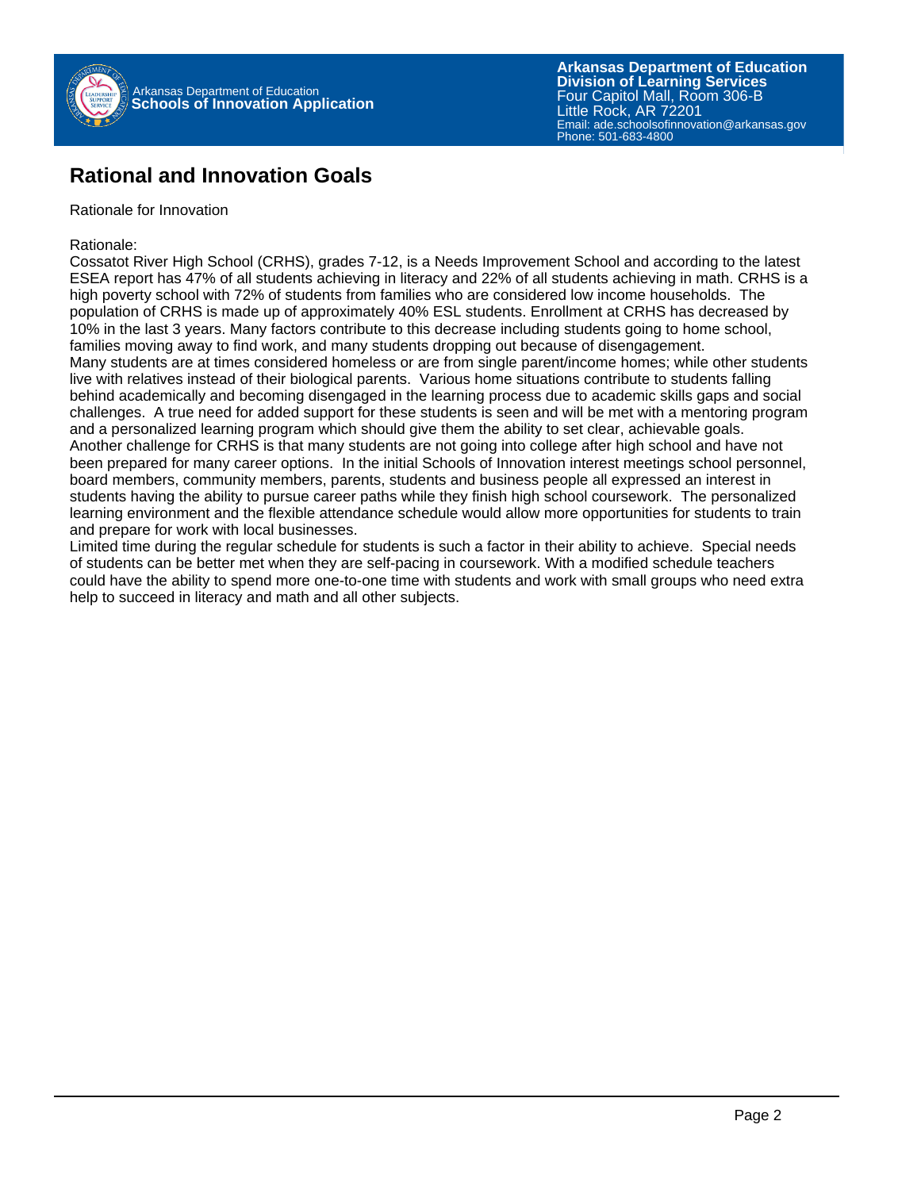# Rational and Innovation Goals

Rationale for Innovation

Rationale:
Cossatot River High School (CRHS), grades 7-12, is a Needs Improvement School and according to the latest ESEA report has 47% of all students achieving in literacy and 22% of all students achieving in math. CRHS is a high poverty school with 72% of students from families who are considered low income households. The population of CRHS is made up of approximately 40% ESL students. Enrollment at CRHS has decreased by 10% in the last 3 years. Many factors contribute to this decrease including students going to home school, families moving away to find work, and many students dropping out because of disengagement.
Many students are at times considered homeless or are from single parent/income homes; while other students live with relatives instead of their biological parents. Various home situations contribute to students falling behind academically and becoming disengaged in the learning process due to academic skills gaps and social challenges. A true need for added support for these students is seen and will be met with a mentoring program and a personalized learning program which should give them the ability to set clear, achievable goals.
Another challenge for CRHS is that many students are not going into college after high school and have not been prepared for many career options. In the initial Schools of Innovation interest meetings school personnel, board members, community members, parents, students and business people all expressed an interest in students having the ability to pursue career paths while they finish high school coursework. The personalized learning environment and the flexible attendance schedule would allow more opportunities for students to train and prepare for work with local businesses.
Limited time during the regular schedule for students is such a factor in their ability to achieve. Special needs of students can be better met when they are self-pacing in coursework. With a modified schedule teachers could have the ability to spend more one-to-one time with students and work with small groups who need extra help to succeed in literacy and math and all other subjects.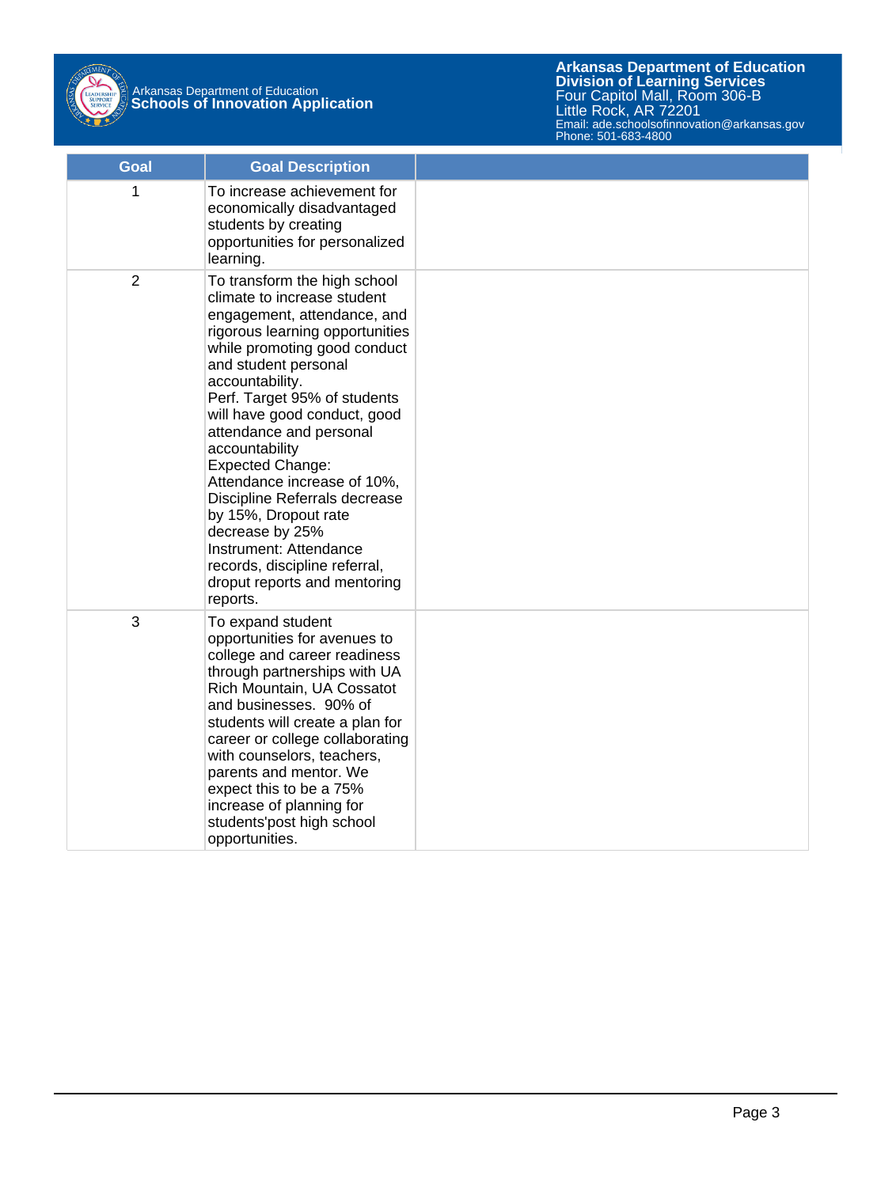| Goal | Goal Description | |
|---|---|---|
| 1 | To increase achievement for economically disadvantaged students by creating opportunities for personalized learning. | |
| 2 | To transform the high school climate to increase student engagement, attendance, and rigorous learning opportunities while promoting good conduct and student personal accountability.<br>Perf. Target 95% of students will have good conduct, good attendance and personal accountability<br>Expected Change: Attendance increase of 10%, Discipline Referrals decrease by 15%, Dropout rate decrease by 25%<br>Instrument: Attendance records, discipline referral, droput reports and mentoring reports. | |
| 3 | To expand student opportunities for avenues to college and career readiness through partnerships with UA Rich Mountain, UA Cossatot and businesses.  90% of students will create a plan for career or college collaborating with counselors, teachers, parents and mentor. We expect this to be a 75% increase of planning for students'post high school opportunities. | |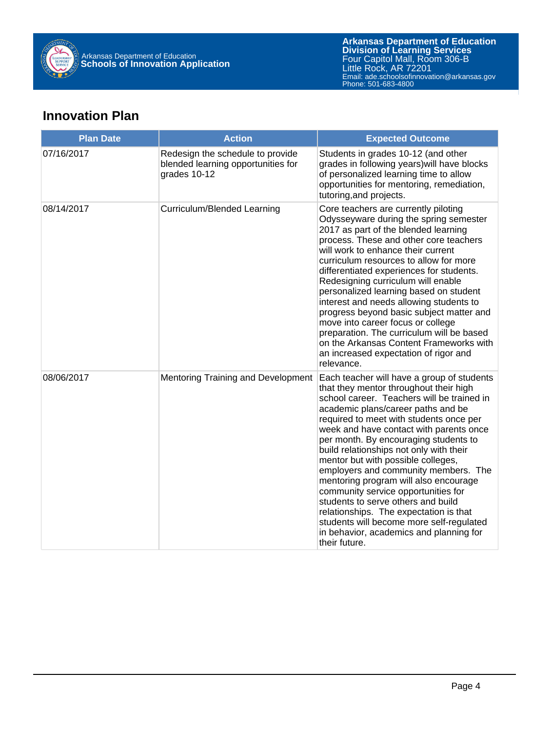## Innovation Plan

| Plan Date | Action | Expected Outcome |
|---|---|---|
| 07/16/2017 | Redesign the schedule to provide blended learning opportunities for grades 10-12 | Students in grades 10-12 (and other grades in following years)will have blocks of personalized learning time to allow opportunities for mentoring, remediation, tutoring,and projects. |
| 08/14/2017 | Curriculum/Blended Learning | Core teachers are currently piloting Odysseyware during the spring semester 2017 as part of the blended learning process. These and other core teachers will work to enhance their current curriculum resources to allow for more differentiated experiences for students. Redesigning curriculum will enable personalized learning based on student interest and needs allowing students to progress beyond basic subject matter and move into career focus or college preparation. The curriculum will be based on the Arkansas Content Frameworks with an increased expectation of rigor and relevance. |
| 08/06/2017 | Mentoring Training and Development | Each teacher will have a group of students that they mentor throughout their high school career. Teachers will be trained in academic plans/career paths and be required to meet with students once per week and have contact with parents once per month. By encouraging students to build relationships not only with their mentor but with possible colleges, employers and community members. The mentoring program will also encourage community service opportunities for students to serve others and build relationships. The expectation is that students will become more self-regulated in behavior, academics and planning for their future. |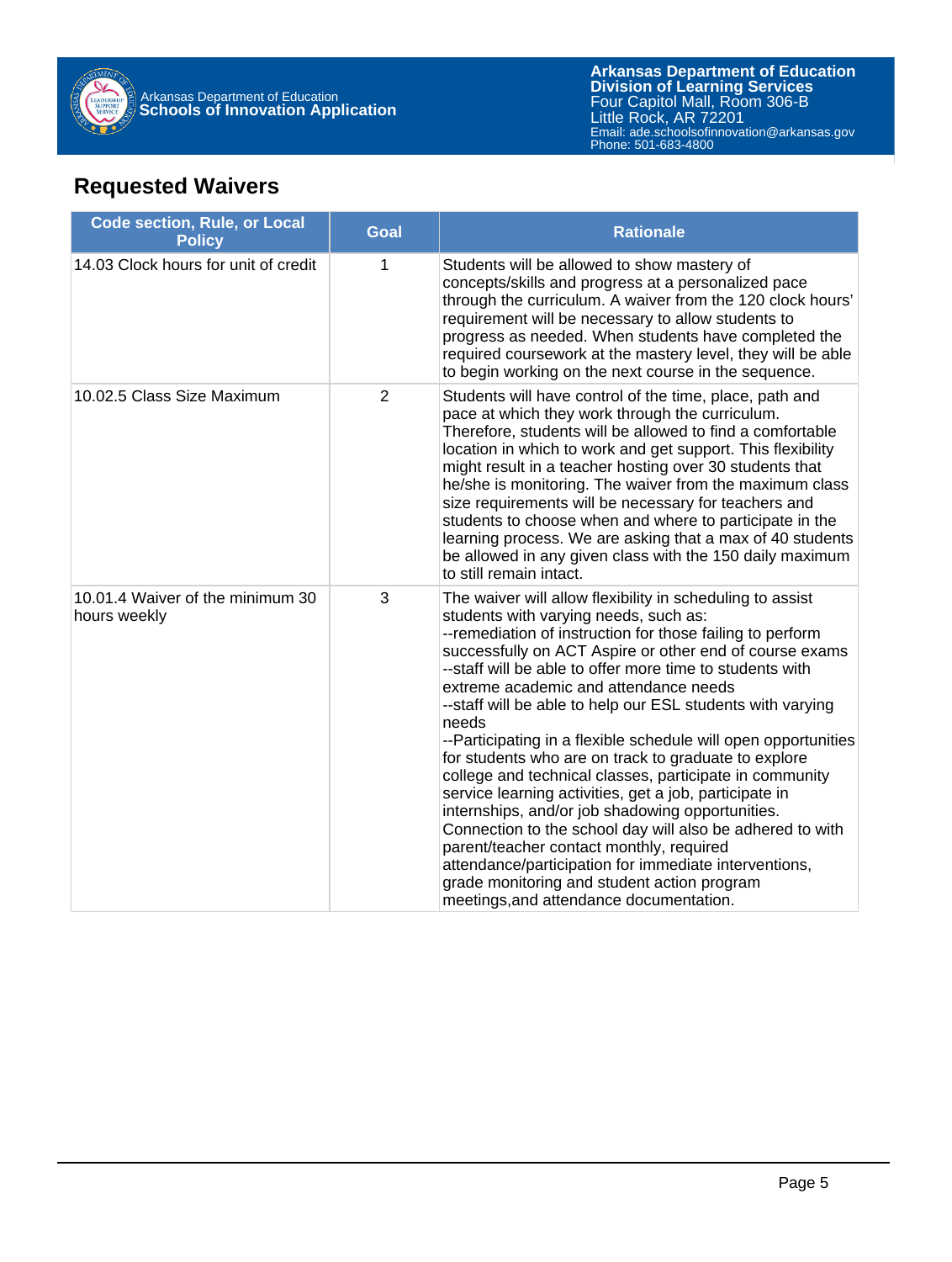## Requested Waivers

| Code section, Rule, or Local Policy | Goal | Rationale |
|---|---|---|
| 14.03 Clock hours for unit of credit | 1 | Students will be allowed to show mastery of concepts/skills and progress at a personalized pace through the curriculum. A waiver from the 120 clock hours' requirement will be necessary to allow students to progress as needed. When students have completed the required coursework at the mastery level, they will be able to begin working on the next course in the sequence. |
| 10.02.5 Class Size Maximum | 2 | Students will have control of the time, place, path and pace at which they work through the curriculum. Therefore, students will be allowed to find a comfortable location in which to work and get support. This flexibility might result in a teacher hosting over 30 students that he/she is monitoring. The waiver from the maximum class size requirements will be necessary for teachers and students to choose when and where to participate in the learning process. We are asking that a max of 40 students be allowed in any given class with the 150 daily maximum to still remain intact. |
| 10.01.4 Waiver of the minimum 30 hours weekly | 3 | The waiver will allow flexibility in scheduling to assist students with varying needs, such as:<br>--remediation of instruction for those failing to perform successfully on ACT Aspire or other end of course exams<br>--staff will be able to offer more time to students with extreme academic and attendance needs<br>--staff will be able to help our ESL students with varying needs<br>--Participating in a flexible schedule will open opportunities for students who are on track to graduate to explore college and technical classes, participate in community service learning activities, get a job, participate in internships, and/or job shadowing opportunities. Connection to the school day will also be adhered to with parent/teacher contact monthly, required attendance/participation for immediate interventions, grade monitoring and student action program meetings,and attendance documentation. |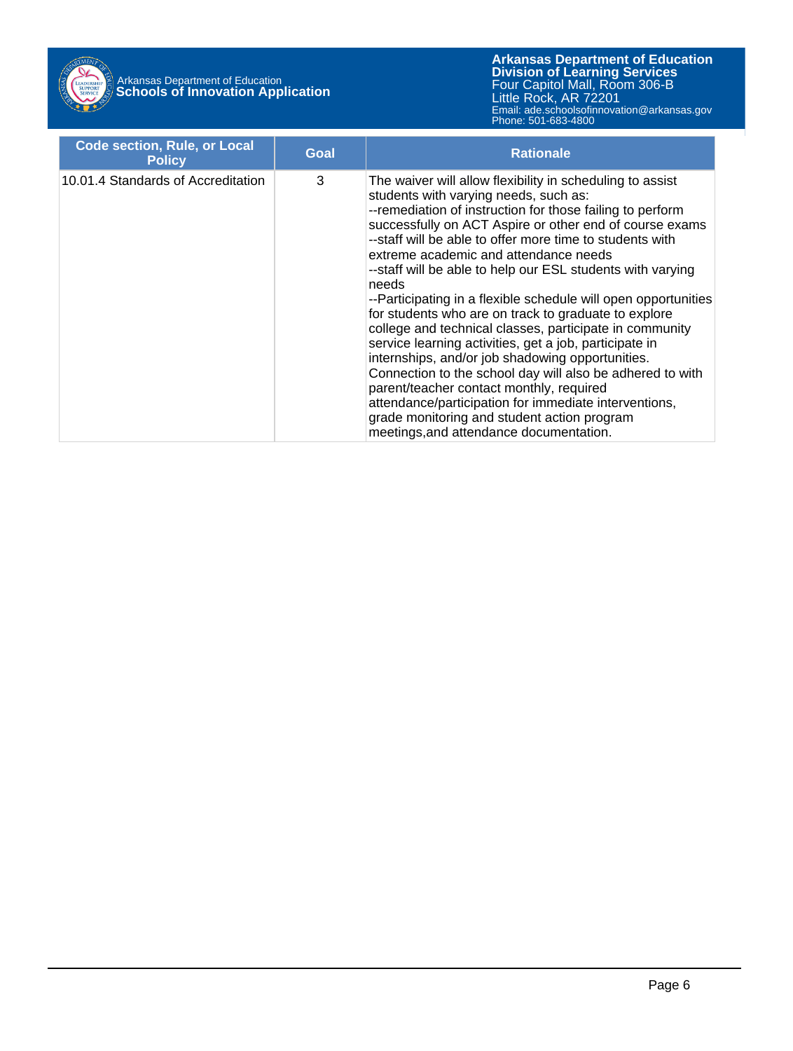| Code section, Rule, or Local Policy | Goal | Rationale |
|---|---|---|
| 10.01.4 Standards of Accreditation | 3 | The waiver will allow flexibility in scheduling to assist students with varying needs, such as:<br>--remediation of instruction for those failing to perform successfully on ACT Aspire or other end of course exams<br>--staff will be able to offer more time to students with extreme academic and attendance needs<br>--staff will be able to help our ESL students with varying needs<br>--Participating in a flexible schedule will open opportunities for students who are on track to graduate to explore college and technical classes, participate in community service learning activities, get a job, participate in internships, and/or job shadowing opportunities. Connection to the school day will also be adhered to with parent/teacher contact monthly, required attendance/participation for immediate interventions, grade monitoring and student action program meetings,and attendance documentation. |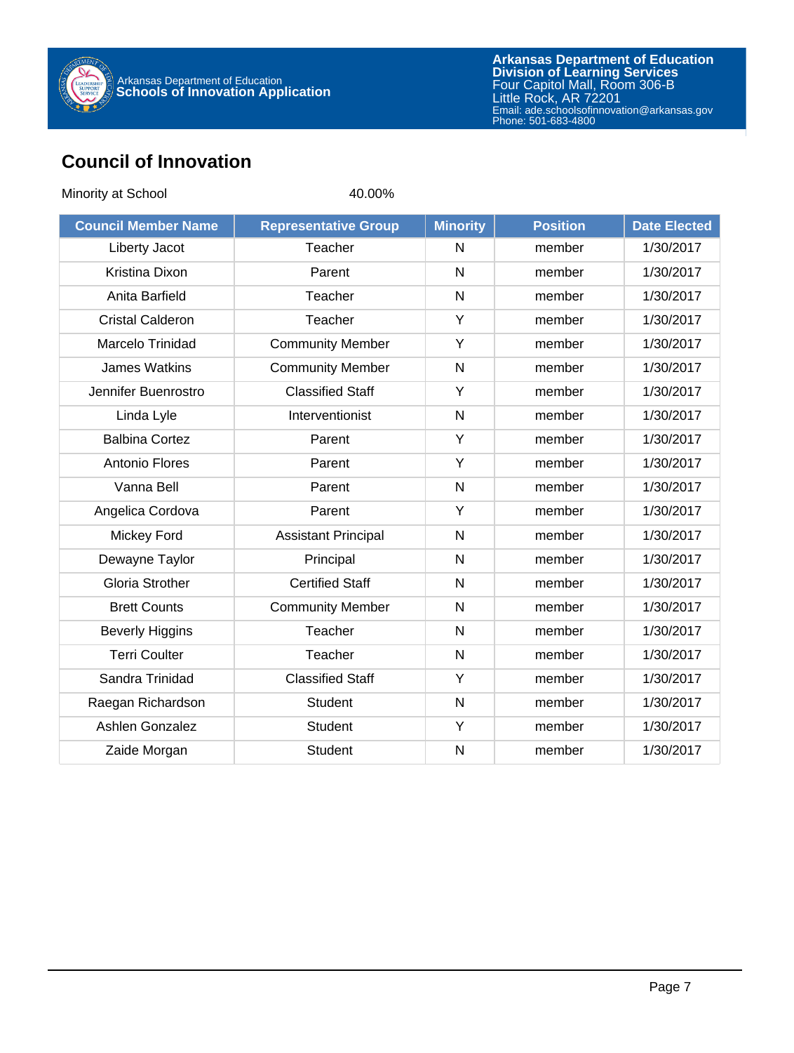## Council of Innovation

Minority at School 40.00%

| Council Member Name | Representative Group | Minority | Position | Date Elected |
|---|---|---|---|---|
| Liberty Jacot | Teacher | N | member | 1/30/2017 |
| Kristina Dixon | Parent | N | member | 1/30/2017 |
| Anita Barfield | Teacher | N | member | 1/30/2017 |
| Cristal Calderon | Teacher | Y | member | 1/30/2017 |
| Marcelo Trinidad | Community Member | Y | member | 1/30/2017 |
| James Watkins | Community Member | N | member | 1/30/2017 |
| Jennifer Buenrostro | Classified Staff | Y | member | 1/30/2017 |
| Linda Lyle | Interventionist | N | member | 1/30/2017 |
| Balbina Cortez | Parent | Y | member | 1/30/2017 |
| Antonio Flores | Parent | Y | member | 1/30/2017 |
| Vanna Bell | Parent | N | member | 1/30/2017 |
| Angelica Cordova | Parent | Y | member | 1/30/2017 |
| Mickey Ford | Assistant Principal | N | member | 1/30/2017 |
| Dewayne Taylor | Principal | N | member | 1/30/2017 |
| Gloria Strother | Certified Staff | N | member | 1/30/2017 |
| Brett Counts | Community Member | N | member | 1/30/2017 |
| Beverly Higgins | Teacher | N | member | 1/30/2017 |
| Terri Coulter | Teacher | N | member | 1/30/2017 |
| Sandra Trinidad | Classified Staff | Y | member | 1/30/2017 |
| Raegan Richardson | Student | N | member | 1/30/2017 |
| Ashlen Gonzalez | Student | Y | member | 1/30/2017 |
| Zaide Morgan | Student | N | member | 1/30/2017 |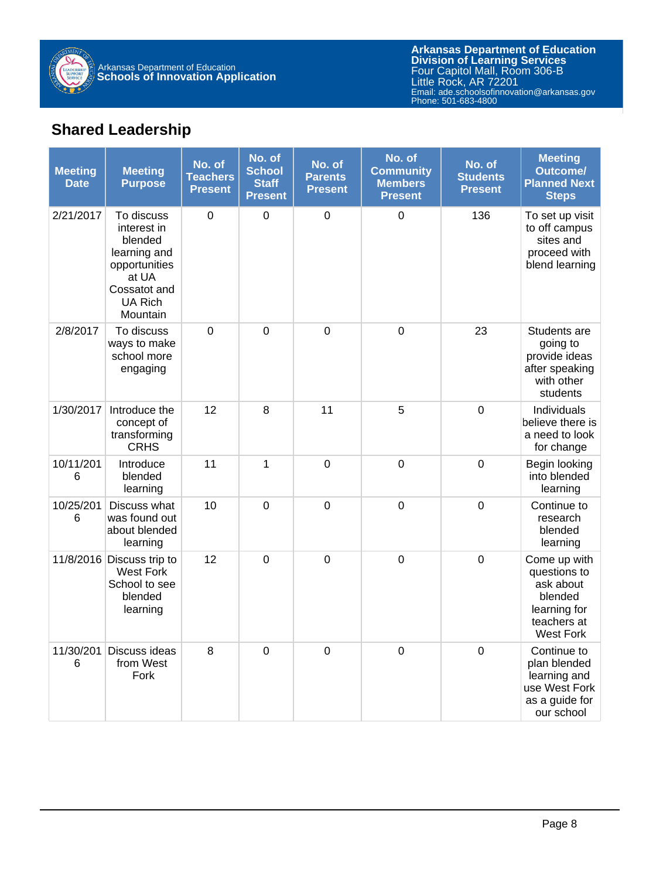## Shared Leadership

| Meeting Date | Meeting Purpose | No. of Teachers Present | No. of School Staff Present | No. of Parents Present | No. of Community Members Present | No. of Students Present | Meeting Outcome/ Planned Next Steps |
|---|---|---|---|---|---|---|---|
| 2/21/2017 | To discuss interest in blended learning and opportunities at UA Cossatot and UA Rich Mountain | 0 | 0 | 0 | 0 | 136 | To set up visit to off campus sites and proceed with blend learning |
| 2/8/2017 | To discuss ways to make school more engaging | 0 | 0 | 0 | 0 | 23 | Students are going to provide ideas after speaking with other students |
| 1/30/2017 | Introduce the concept of transforming CRHS | 12 | 8 | 11 | 5 | 0 | Individuals believe there is a need to look for change |
| 10/11/2016 | Introduce blended learning | 11 | 1 | 0 | 0 | 0 | Begin looking into blended learning |
| 10/25/2016 | Discuss what was found out about blended learning | 10 | 0 | 0 | 0 | 0 | Continue to research blended learning |
| 11/8/2016 | Discuss trip to West Fork School to see blended learning | 12 | 0 | 0 | 0 | 0 | Come up with questions to ask about blended learning for teachers at West Fork |
| 11/30/2016 | Discuss ideas from West Fork | 8 | 0 | 0 | 0 | 0 | Continue to plan blended learning and use West Fork as a guide for our school |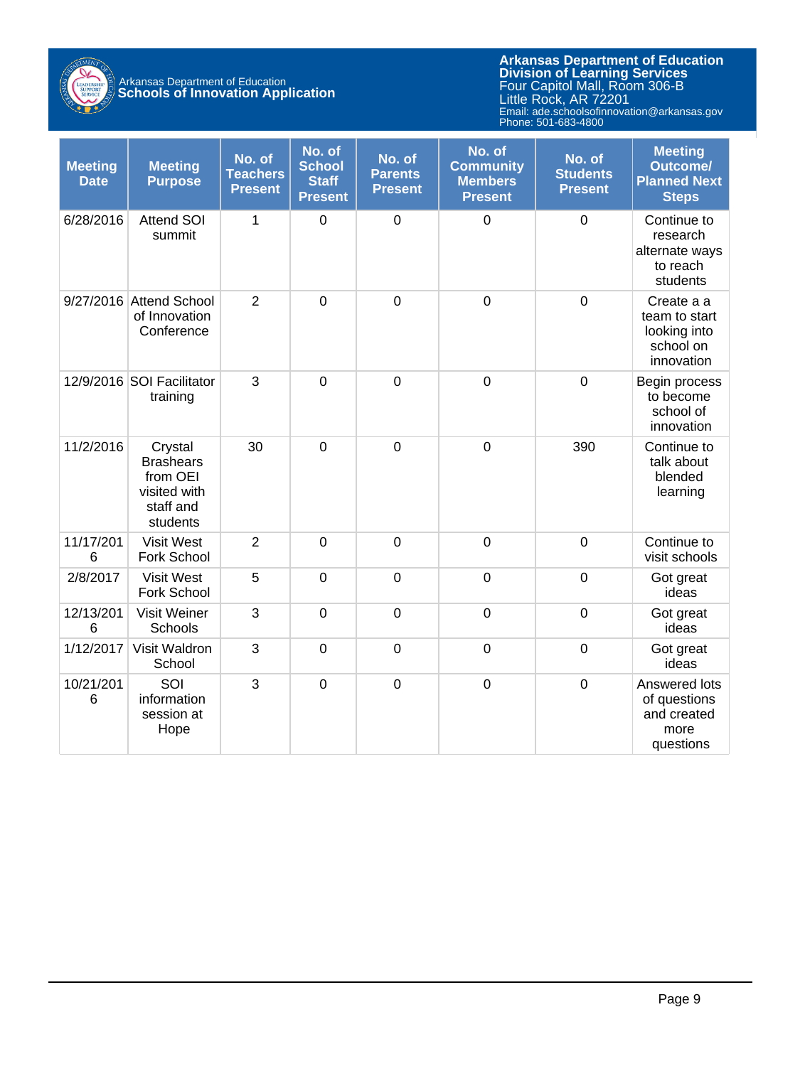| Meeting Date | Meeting Purpose | No. of Teachers Present | No. of School Staff Present | No. of Parents Present | No. of Community Members Present | No. of Students Present | Meeting Outcome/ Planned Next Steps |
|---|---|---|---|---|---|---|---|
| 6/28/2016 | Attend SOI summit | 1 | 0 | 0 | 0 | 0 | Continue to research alternate ways to reach students |
| 9/27/2016 | Attend School of Innovation Conference | 2 | 0 | 0 | 0 | 0 | Create a a team to start looking into school on innovation |
| 12/9/2016 | SOI Facilitator training | 3 | 0 | 0 | 0 | 0 | Begin process to become school of innovation |
| 11/2/2016 | Crystal Brashears from OEI visited with staff and students | 30 | 0 | 0 | 0 | 390 | Continue to talk about blended learning |
| 11/17/2016 | Visit West Fork School | 2 | 0 | 0 | 0 | 0 | Continue to visit schools |
| 2/8/2017 | Visit West Fork School | 5 | 0 | 0 | 0 | 0 | Got great ideas |
| 12/13/2016 | Visit Weiner Schools | 3 | 0 | 0 | 0 | 0 | Got great ideas |
| 1/12/2017 | Visit Waldron School | 3 | 0 | 0 | 0 | 0 | Got great ideas |
| 10/21/2016 | SOI information session at Hope | 3 | 0 | 0 | 0 | 0 | Answered lots of questions and created more questions |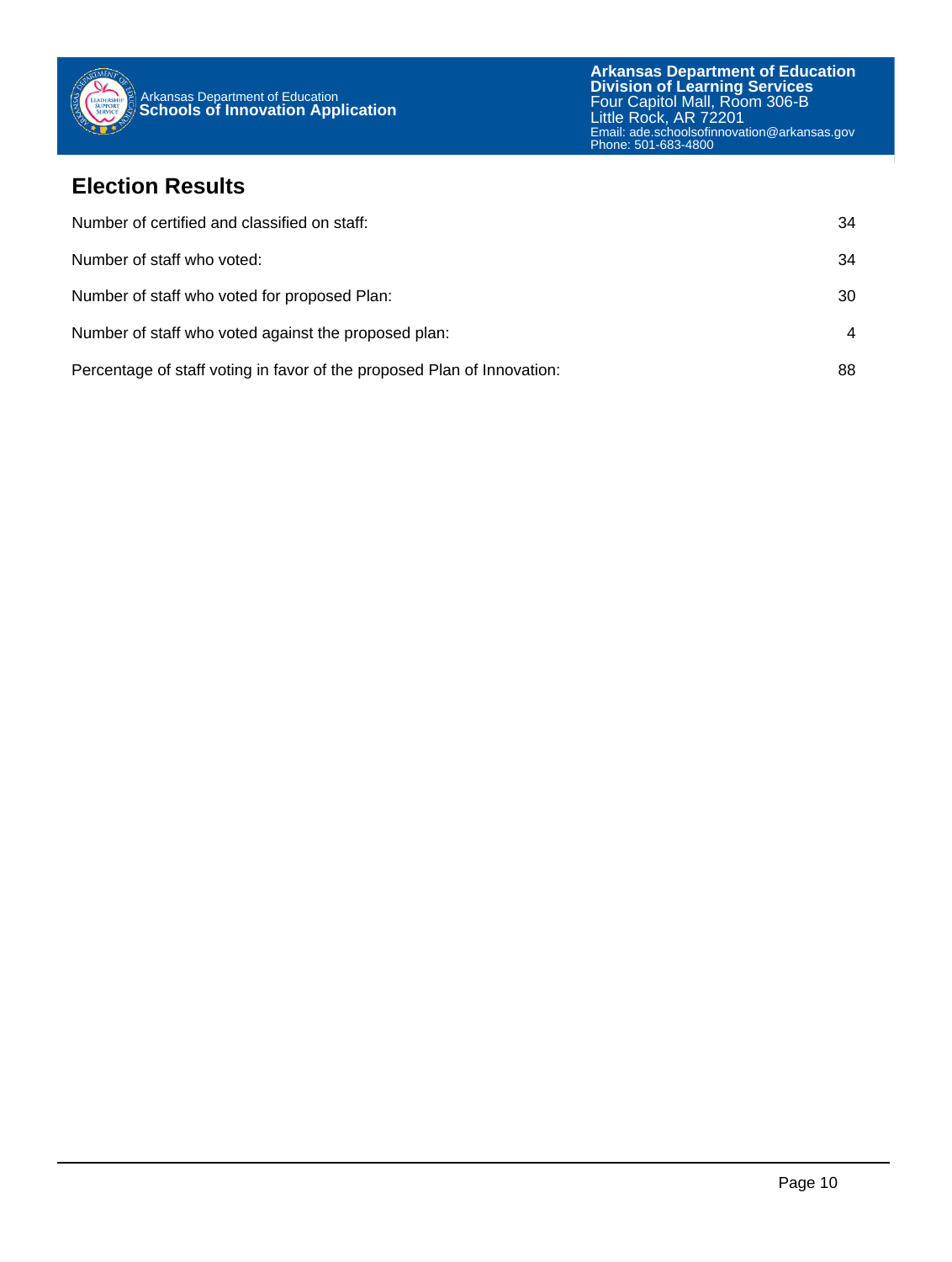## Election Results

| | |
|---|---|
| Number of certified and classified on staff: | 34 |
| Number of staff who voted: | 34 |
| Number of staff who voted for proposed Plan: | 30 |
| Number of staff who voted against the proposed plan: | 4 |
| Percentage of staff voting in favor of the proposed Plan of Innovation: | 88 |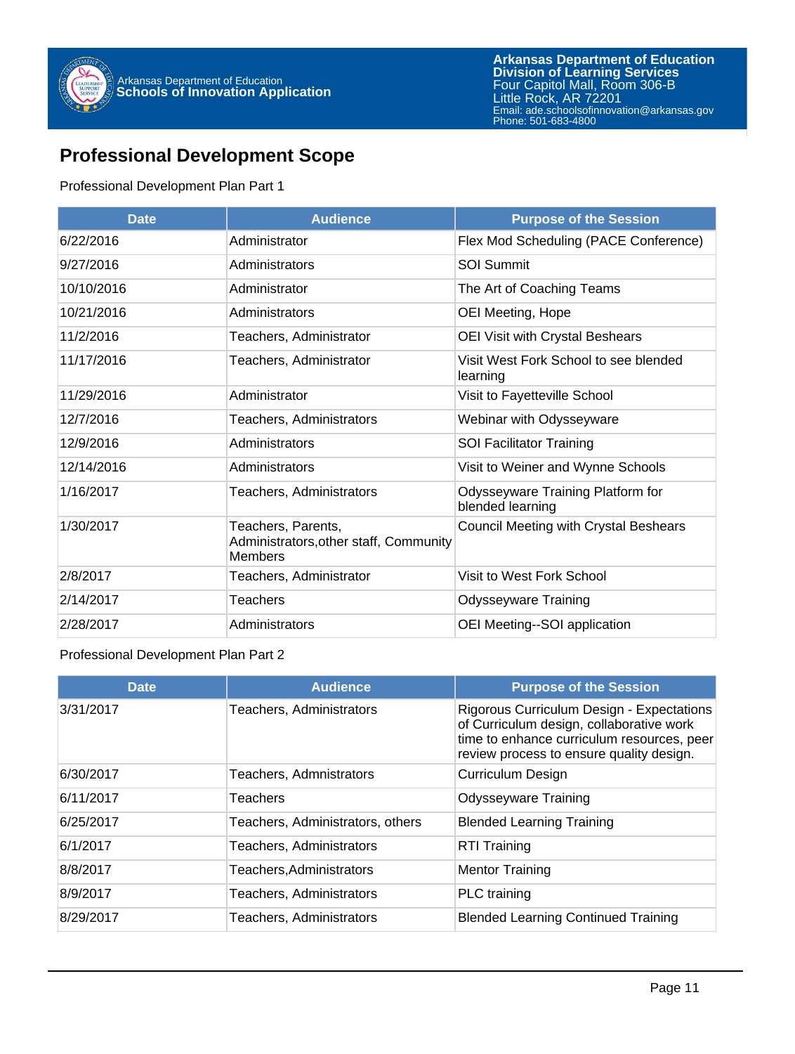## Professional Development Scope

Professional Development Plan Part 1

| Date | Audience | Purpose of the Session |
|---|---|---|
| 6/22/2016 | Administrator | Flex Mod Scheduling (PACE Conference) |
| 9/27/2016 | Administrators | SOI Summit |
| 10/10/2016 | Administrator | The Art of Coaching Teams |
| 10/21/2016 | Administrators | OEI Meeting, Hope |
| 11/2/2016 | Teachers, Administrator | OEI Visit with Crystal Beshears |
| 11/17/2016 | Teachers, Administrator | Visit West Fork School to see blended learning |
| 11/29/2016 | Administrator | Visit to Fayetteville School |
| 12/7/2016 | Teachers, Administrators | Webinar with Odysseyware |
| 12/9/2016 | Administrators | SOI Facilitator Training |
| 12/14/2016 | Administrators | Visit to Weiner and Wynne Schools |
| 1/16/2017 | Teachers, Administrators | Odysseyware Training Platform for blended learning |
| 1/30/2017 | Teachers, Parents, Administrators,other staff, Community Members | Council Meeting with Crystal Beshears |
| 2/8/2017 | Teachers, Administrator | Visit to West Fork School |
| 2/14/2017 | Teachers | Odysseyware Training |
| 2/28/2017 | Administrators | OEI Meeting--SOI application |

Professional Development Plan Part 2

| Date | Audience | Purpose of the Session |
|---|---|---|
| 3/31/2017 | Teachers, Administrators | Rigorous Curriculum Design - Expectations of Curriculum design, collaborative work time to enhance curriculum resources, peer review process to ensure quality design. |
| 6/30/2017 | Teachers, Admnistrators | Curriculum Design |
| 6/11/2017 | Teachers | Odysseyware Training |
| 6/25/2017 | Teachers, Administrators, others | Blended Learning Training |
| 6/1/2017 | Teachers, Administrators | RTI Training |
| 8/8/2017 | Teachers,Administrators | Mentor Training |
| 8/9/2017 | Teachers, Administrators | PLC training |
| 8/29/2017 | Teachers, Administrators | Blended Learning Continued Training |